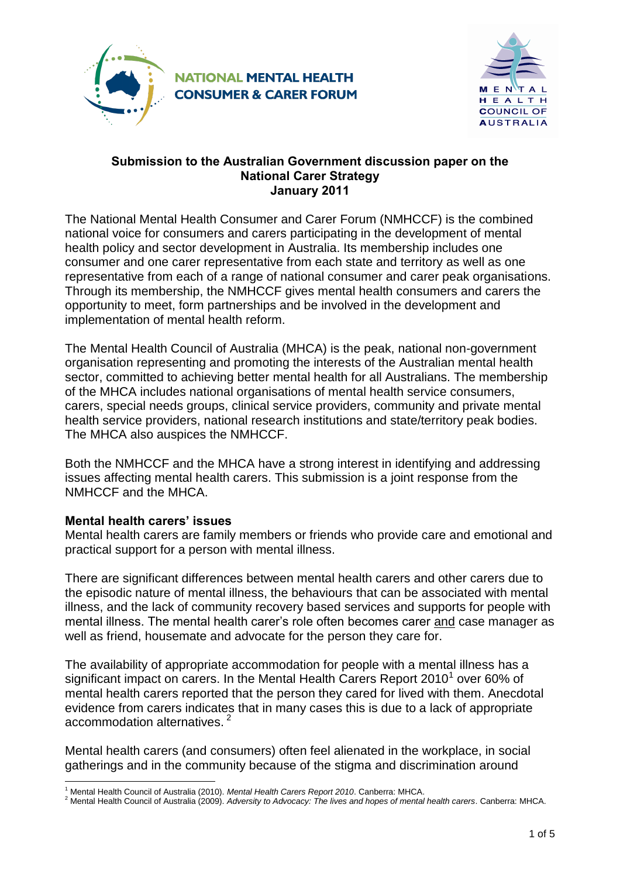NATIONAL MENTAL HEALTH CONSUMER & CARER FORUM

MENTAL HEALTH COUNCIL OF AUSTRALIA

**Submission to the Australian Government discussion paper on the National Carer Strategy**
**January 2011**

The National Mental Health Consumer and Carer Forum (NMHCCF) is the combined national voice for consumers and carers participating in the development of mental health policy and sector development in Australia. Its membership includes one consumer and one carer representative from each state and territory as well as one representative from each of a range of national consumer and carer peak organisations. Through its membership, the NMHCCF gives mental health consumers and carers the opportunity to meet, form partnerships and be involved in the development and implementation of mental health reform.

The Mental Health Council of Australia (MHCA) is the peak, national non-government organisation representing and promoting the interests of the Australian mental health sector, committed to achieving better mental health for all Australians. The membership of the MHCA includes national organisations of mental health service consumers, carers, special needs groups, clinical service providers, community and private mental health service providers, national research institutions and state/territory peak bodies. The MHCA also auspices the NMHCCF.

Both the NMHCCF and the MHCA have a strong interest in identifying and addressing issues affecting mental health carers. This submission is a joint response from the NMHCCF and the MHCA.

**Mental health carers' issues**

Mental health carers are family members or friends who provide care and emotional and practical support for a person with mental illness.

There are significant differences between mental health carers and other carers due to the episodic nature of mental illness, the behaviours that can be associated with mental illness, and the lack of community recovery based services and supports for people with mental illness. The mental health carer's role often becomes carer and case manager as well as friend, housemate and advocate for the person they care for.

The availability of appropriate accommodation for people with a mental illness has a significant impact on carers. In the Mental Health Carers Report 2010[1] over 60% of mental health carers reported that the person they cared for lived with them. Anecdotal evidence from carers indicates that in many cases this is due to a lack of appropriate accommodation alternatives.[2]

Mental health carers (and consumers) often feel alienated in the workplace, in social gatherings and in the community because of the stigma and discrimination around

[1] Mental Health Council of Australia (2010). *Mental Health Carers Report 2010*. Canberra: MHCA.
[2] Mental Health Council of Australia (2009). *Adversity to Advocacy: The lives and hopes of mental health carers*. Canberra: MHCA.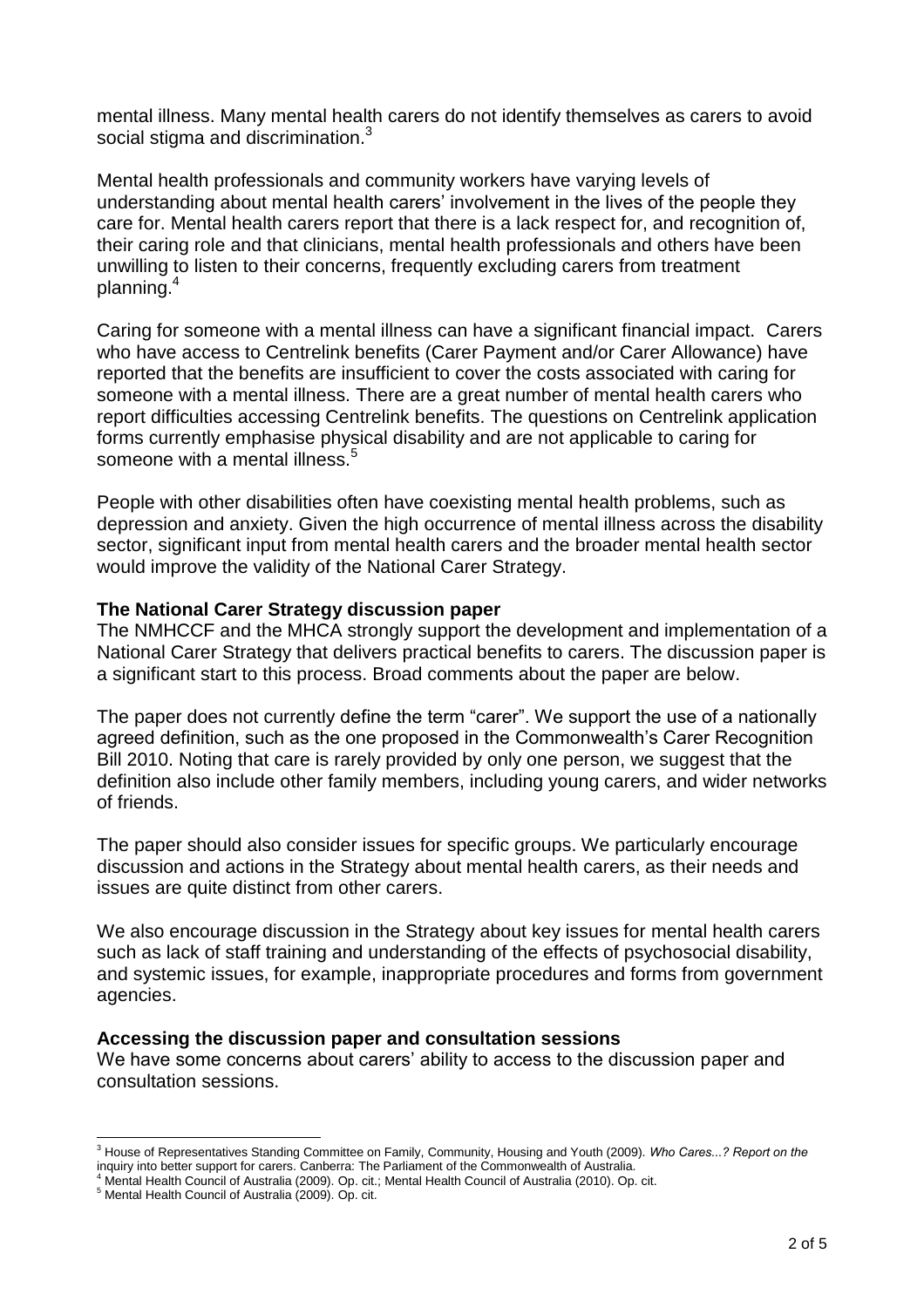mental illness. Many mental health carers do not identify themselves as carers to avoid social stigma and discrimination.[3]

Mental health professionals and community workers have varying levels of understanding about mental health carers' involvement in the lives of the people they care for. Mental health carers report that there is a lack respect for, and recognition of, their caring role and that clinicians, mental health professionals and others have been unwilling to listen to their concerns, frequently excluding carers from treatment planning.[4]

Caring for someone with a mental illness can have a significant financial impact. Carers who have access to Centrelink benefits (Carer Payment and/or Carer Allowance) have reported that the benefits are insufficient to cover the costs associated with caring for someone with a mental illness. There are a great number of mental health carers who report difficulties accessing Centrelink benefits. The questions on Centrelink application forms currently emphasise physical disability and are not applicable to caring for someone with a mental illness.[5]

People with other disabilities often have coexisting mental health problems, such as depression and anxiety. Given the high occurrence of mental illness across the disability sector, significant input from mental health carers and the broader mental health sector would improve the validity of the National Carer Strategy.

**The National Carer Strategy discussion paper**

The NMHCCF and the MHCA strongly support the development and implementation of a National Carer Strategy that delivers practical benefits to carers. The discussion paper is a significant start to this process. Broad comments about the paper are below.

The paper does not currently define the term "carer". We support the use of a nationally agreed definition, such as the one proposed in the Commonwealth's Carer Recognition Bill 2010. Noting that care is rarely provided by only one person, we suggest that the definition also include other family members, including young carers, and wider networks of friends.

The paper should also consider issues for specific groups. We particularly encourage discussion and actions in the Strategy about mental health carers, as their needs and issues are quite distinct from other carers.

We also encourage discussion in the Strategy about key issues for mental health carers such as lack of staff training and understanding of the effects of psychosocial disability, and systemic issues, for example, inappropriate procedures and forms from government agencies.

**Accessing the discussion paper and consultation sessions**

We have some concerns about carers' ability to access to the discussion paper and consultation sessions.

---

[3] House of Representatives Standing Committee on Family, Community, Housing and Youth (2009). *Who Cares...? Report on the* inquiry into better support for carers. Canberra: The Parliament of the Commonwealth of Australia.

[4] Mental Health Council of Australia (2009). Op. cit.; Mental Health Council of Australia (2010). Op. cit.

[5] Mental Health Council of Australia (2009). Op. cit.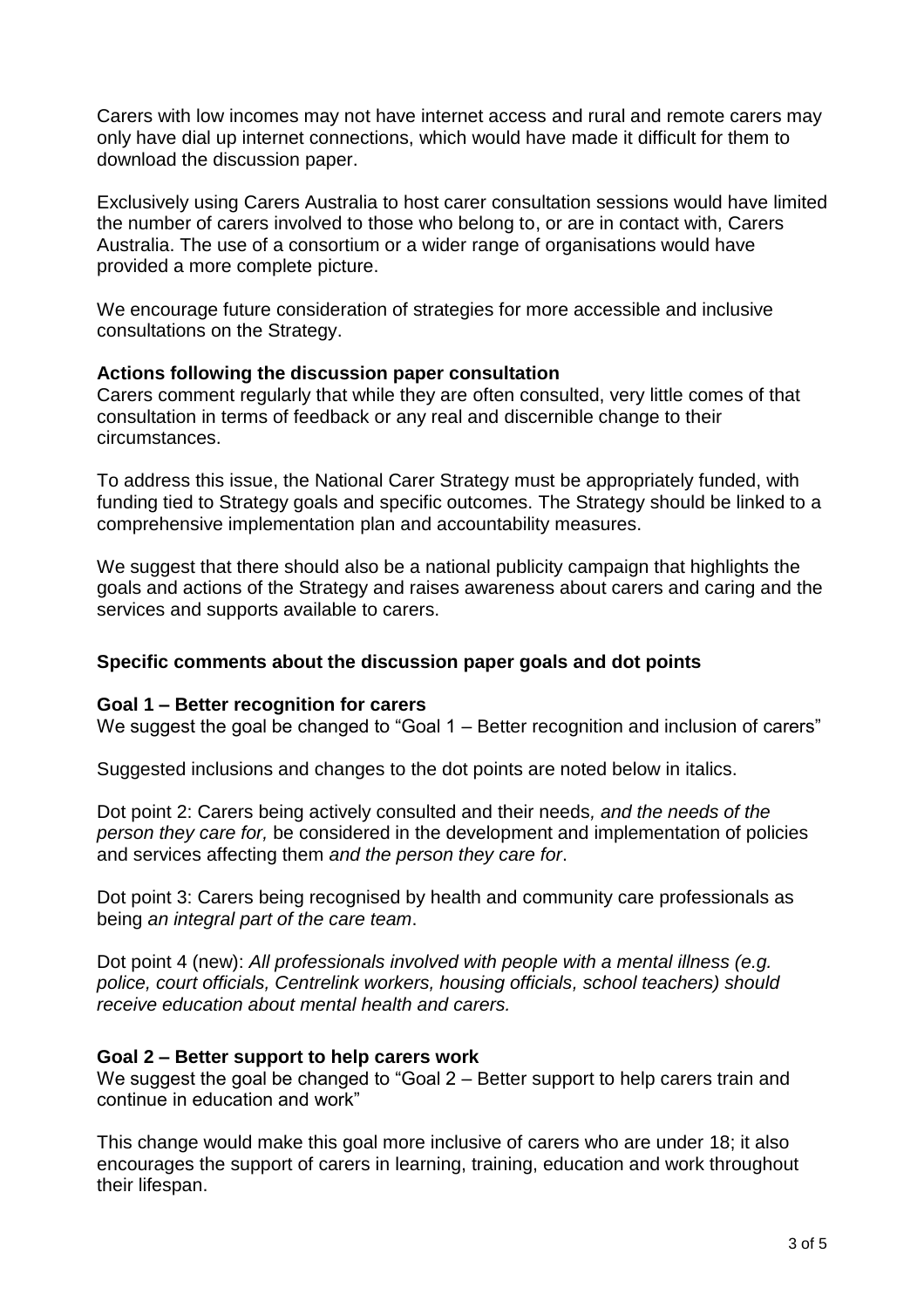Carers with low incomes may not have internet access and rural and remote carers may only have dial up internet connections, which would have made it difficult for them to download the discussion paper.

Exclusively using Carers Australia to host carer consultation sessions would have limited the number of carers involved to those who belong to, or are in contact with, Carers Australia. The use of a consortium or a wider range of organisations would have provided a more complete picture.

We encourage future consideration of strategies for more accessible and inclusive consultations on the Strategy.

**Actions following the discussion paper consultation**

Carers comment regularly that while they are often consulted, very little comes of that consultation in terms of feedback or any real and discernible change to their circumstances.

To address this issue, the National Carer Strategy must be appropriately funded, with funding tied to Strategy goals and specific outcomes. The Strategy should be linked to a comprehensive implementation plan and accountability measures.

We suggest that there should also be a national publicity campaign that highlights the goals and actions of the Strategy and raises awareness about carers and caring and the services and supports available to carers.

### Specific comments about the discussion paper goals and dot points

**Goal 1 – Better recognition for carers**

We suggest the goal be changed to "Goal 1 – Better recognition and inclusion of carers"

Suggested inclusions and changes to the dot points are noted below in italics.

Dot point 2: Carers being actively consulted and their needs*, and the needs of the person they care for,* be considered in the development and implementation of policies and services affecting them *and the person they care for*.

Dot point 3: Carers being recognised by health and community care professionals as being *an integral part of the care team*.

Dot point 4 (new): *All professionals involved with people with a mental illness (e.g. police, court officials, Centrelink workers, housing officials, school teachers) should receive education about mental health and carers.*

**Goal 2 – Better support to help carers work**

We suggest the goal be changed to "Goal 2 – Better support to help carers train and continue in education and work"

This change would make this goal more inclusive of carers who are under 18; it also encourages the support of carers in learning, training, education and work throughout their lifespan.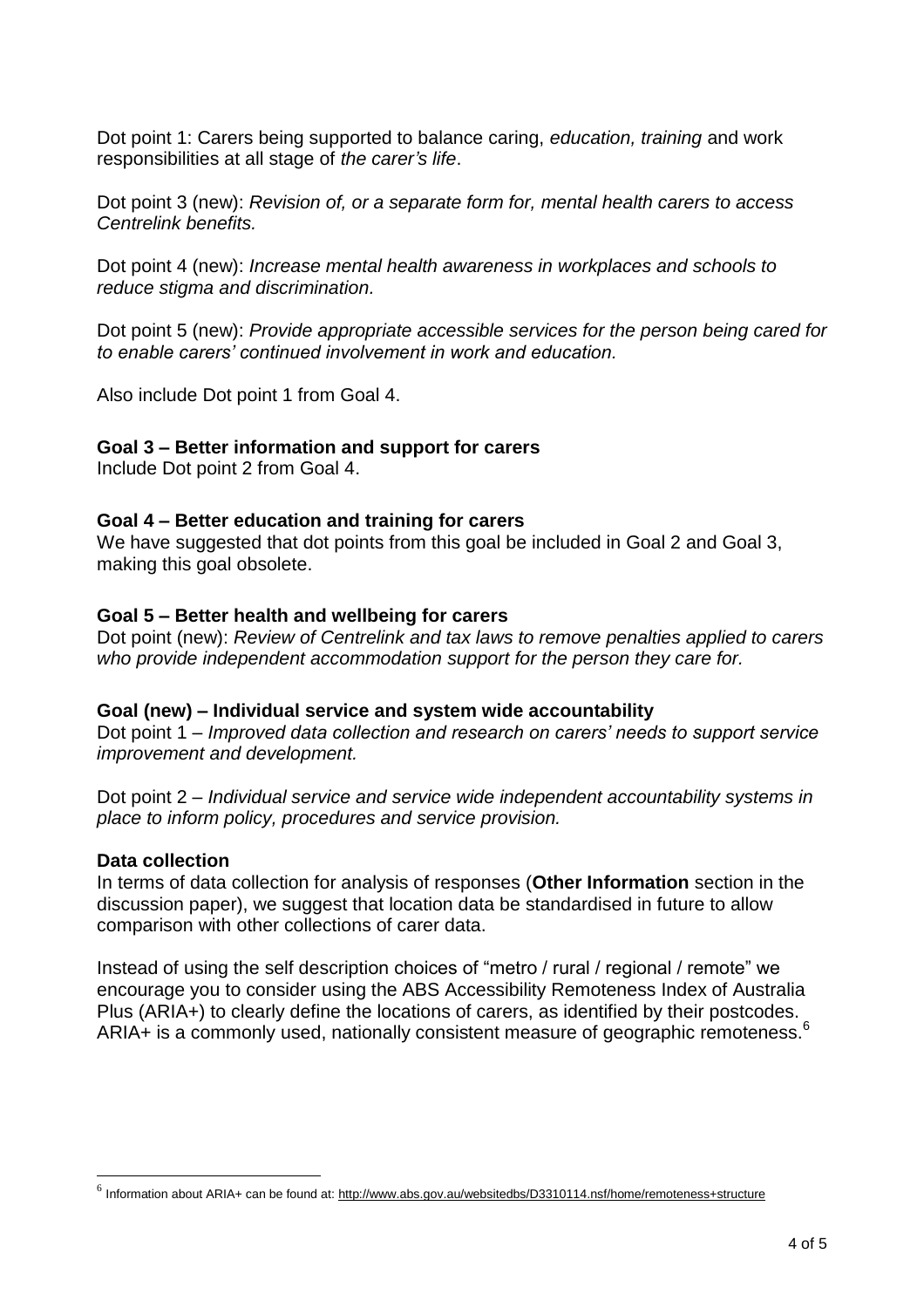Dot point 1: Carers being supported to balance caring, *education, training* and work responsibilities at all stage of *the carer's life*.

Dot point 3 (new): *Revision of, or a separate form for, mental health carers to access Centrelink benefits.*

Dot point 4 (new): *Increase mental health awareness in workplaces and schools to reduce stigma and discrimination.*

Dot point 5 (new): *Provide appropriate accessible services for the person being cared for to enable carers' continued involvement in work and education.*

Also include Dot point 1 from Goal 4.

**Goal 3 – Better information and support for carers**

Include Dot point 2 from Goal 4.

**Goal 4 – Better education and training for carers**

We have suggested that dot points from this goal be included in Goal 2 and Goal 3, making this goal obsolete.

**Goal 5 – Better health and wellbeing for carers**

Dot point (new): *Review of Centrelink and tax laws to remove penalties applied to carers who provide independent accommodation support for the person they care for.*

**Goal (new) – Individual service and system wide accountability**

Dot point 1 – *Improved data collection and research on carers' needs to support service improvement and development.*

Dot point 2 – *Individual service and service wide independent accountability systems in place to inform policy, procedures and service provision.*

**Data collection**

In terms of data collection for analysis of responses (**Other Information** section in the discussion paper), we suggest that location data be standardised in future to allow comparison with other collections of carer data.

Instead of using the self description choices of "metro / rural / regional / remote" we encourage you to consider using the ABS Accessibility Remoteness Index of Australia Plus (ARIA+) to clearly define the locations of carers, as identified by their postcodes. ARIA+ is a commonly used, nationally consistent measure of geographic remoteness.[6]

[6] Information about ARIA+ can be found at: http://www.abs.gov.au/websitedbs/D3310114.nsf/home/remoteness+structure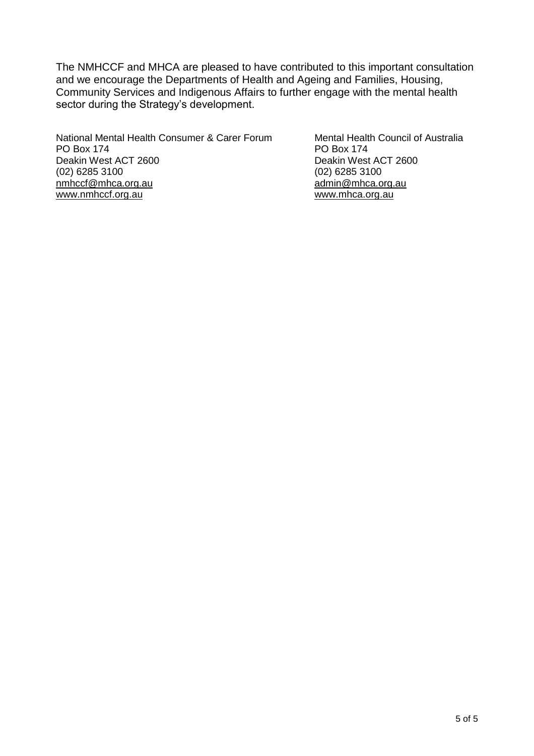The NMHCCF and MHCA are pleased to have contributed to this important consultation and we encourage the Departments of Health and Ageing and Families, Housing, Community Services and Indigenous Affairs to further engage with the mental health sector during the Strategy's development.

National Mental Health Consumer & Carer Forum
PO Box 174
Deakin West ACT 2600
(02) 6285 3100
nmhccf@mhca.org.au
www.nmhccf.org.au

Mental Health Council of Australia
PO Box 174
Deakin West ACT 2600
(02) 6285 3100
admin@mhca.org.au
www.mhca.org.au